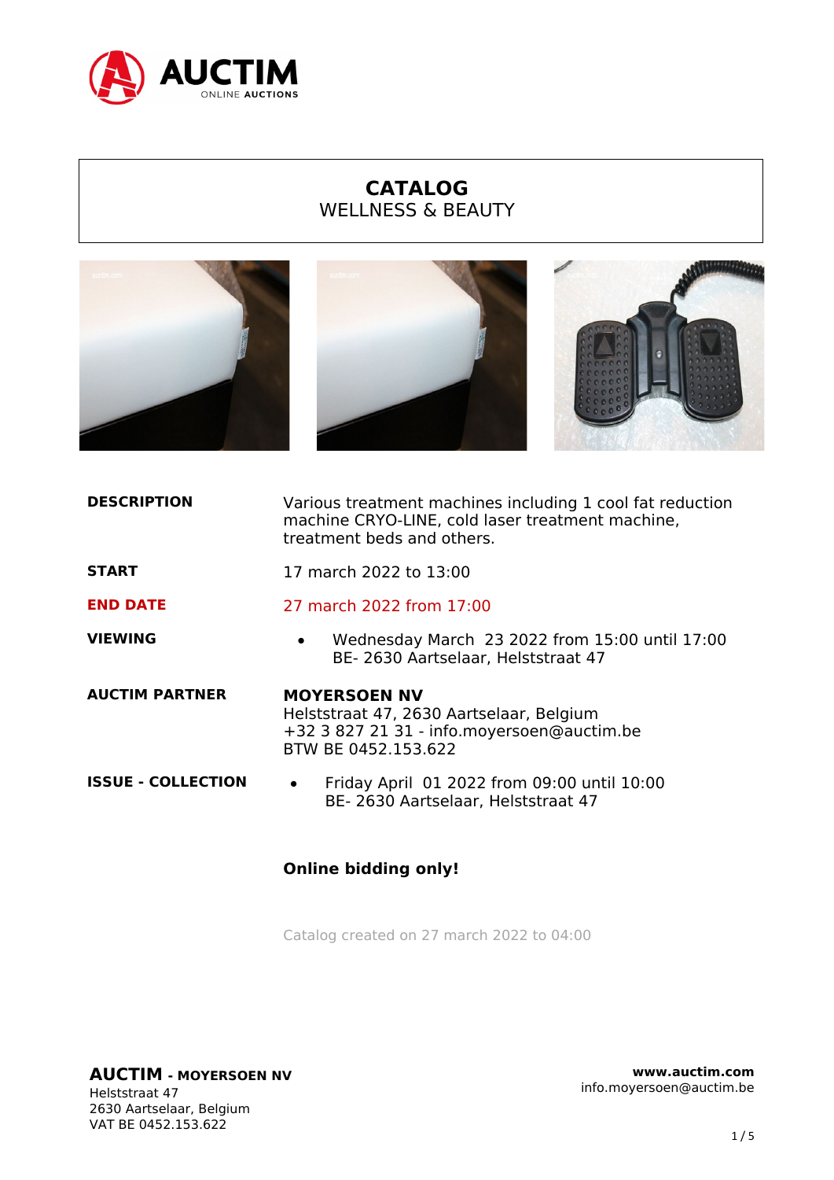# CATALOG

## WELLNESS & BEAUTY

**DESCRIPTION**

Various treatment machines including 1 cool fat reduction machine CRYO-LINE, cold laser treatment machine, treatment beds and others.

**START**

17 march 2022 to 13:00

**END DATE**

27 march 2022 from 17:00

**VIEWING**

- Wednesday March 23 2022 from 15:00 until 17:00
  BE- 2630 Aartselaar, Helststraat 47

**AUCTIM PARTNER**

**MOYERSOEN NV**
Helststraat 47, 2630 Aartselaar, Belgium
+32 3 827 21 31 - info.moyersoen@auctim.be
BTW BE 0452.153.622

**ISSUE - COLLECTION**

- Friday April 01 2022 from 09:00 until 10:00
  BE- 2630 Aartselaar, Helststraat 47

**Online bidding only!**

Catalog created on 27 march 2022 to 04:00

**AUCTIM - MOYERSOEN NV**
Helststraat 47
2630 Aartselaar, Belgium
VAT BE 0452.153.622

**www.auctim.com**
info.moyersoen@auctim.be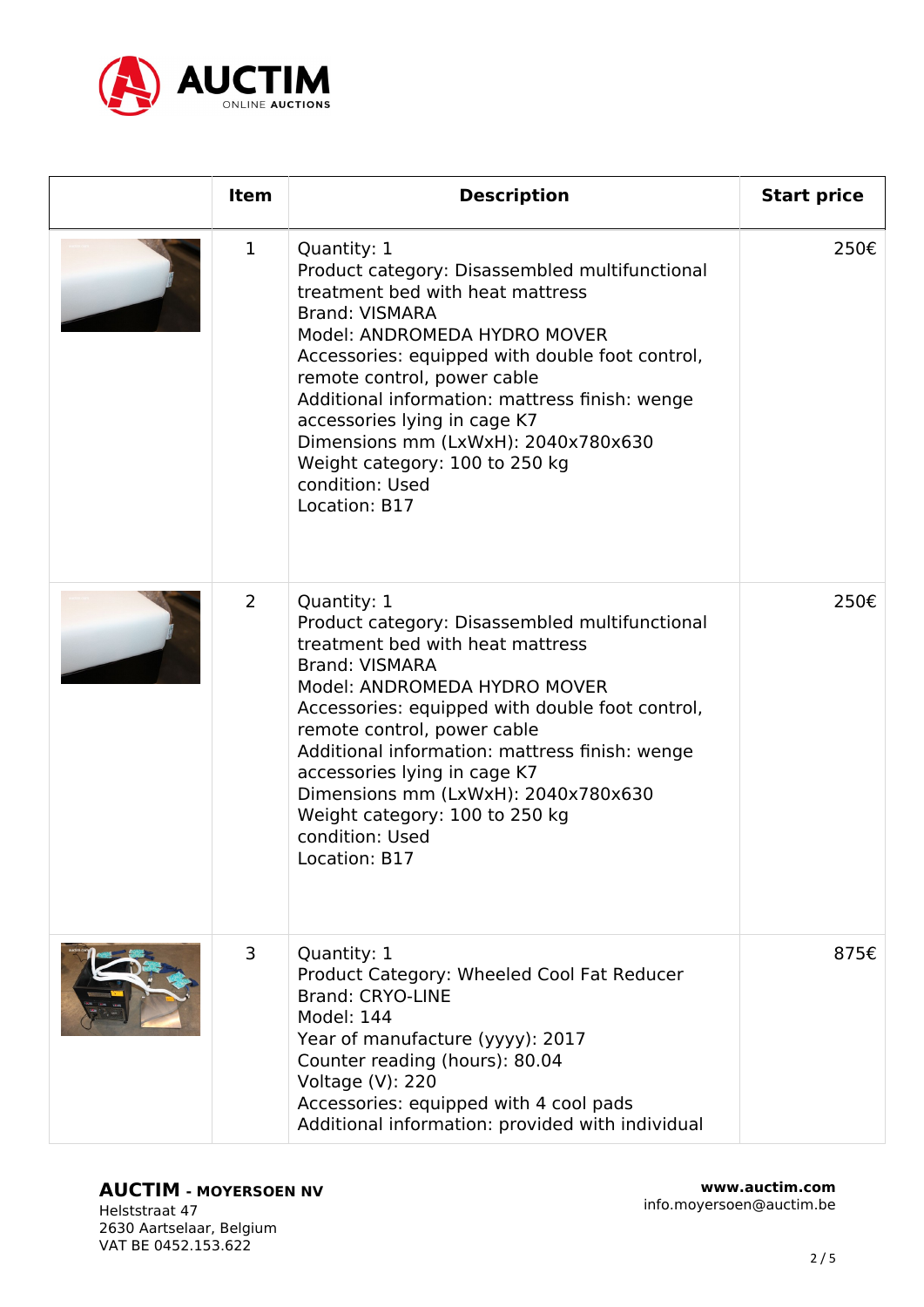| | Item | Description | Start price |
|---|---|---|---|
| | 1 | Quantity: 1<br>Product category: Disassembled multifunctional treatment bed with heat mattress<br>Brand: VISMARA<br>Model: ANDROMEDA HYDRO MOVER<br>Accessories: equipped with double foot control, remote control, power cable<br>Additional information: mattress finish: wenge accessories lying in cage K7<br>Dimensions mm (LxWxH): 2040x780x630<br>Weight category: 100 to 250 kg<br>condition: Used<br>Location: B17 | 250€ |
| | 2 | Quantity: 1<br>Product category: Disassembled multifunctional treatment bed with heat mattress<br>Brand: VISMARA<br>Model: ANDROMEDA HYDRO MOVER<br>Accessories: equipped with double foot control, remote control, power cable<br>Additional information: mattress finish: wenge accessories lying in cage K7<br>Dimensions mm (LxWxH): 2040x780x630<br>Weight category: 100 to 250 kg<br>condition: Used<br>Location: B17 | 250€ |
| | 3 | Quantity: 1<br>Product Category: Wheeled Cool Fat Reducer<br>Brand: CRYO-LINE<br>Model: 144<br>Year of manufacture (yyyy): 2017<br>Counter reading (hours): 80.04<br>Voltage (V): 220<br>Accessories: equipped with 4 cool pads<br>Additional information: provided with individual | 875€ |

**AUCTIM - MOYERSOEN NV**
Helststraat 47
2630 Aartselaar, Belgium
VAT BE 0452.153.622

**www.auctim.com**
info.moyersoen@auctim.be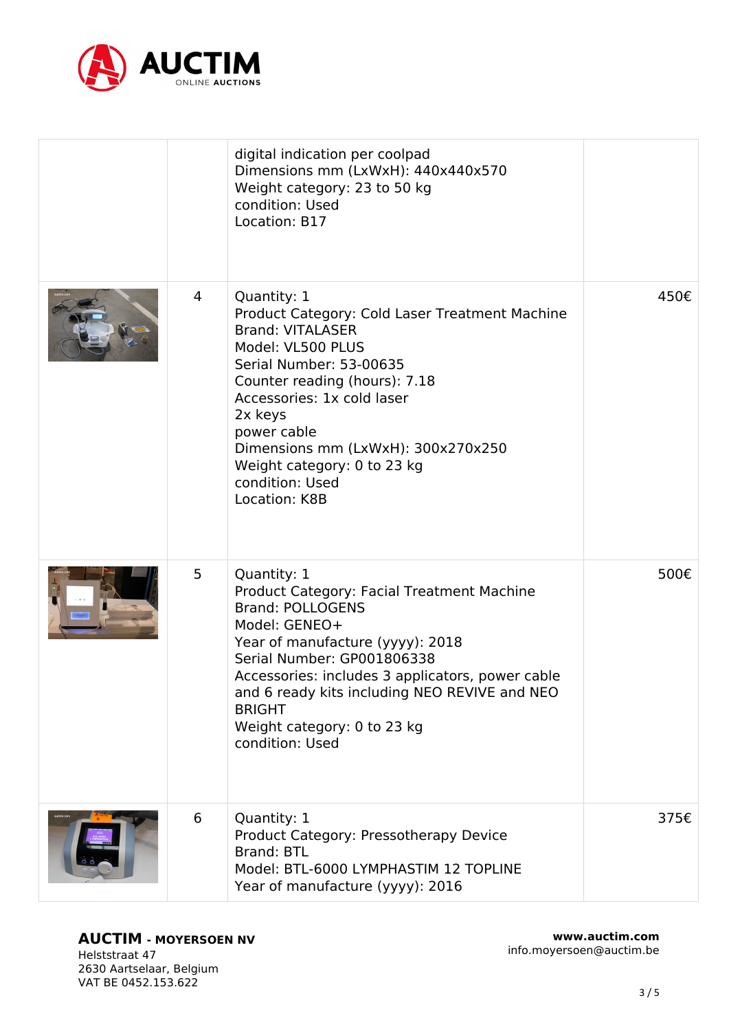| | | | |
|---|---|---|---|
| | | digital indication per coolpad<br>Dimensions mm (LxWxH): 440x440x570<br>Weight category: 23 to 50 kg<br>condition: Used<br>Location: B17 | |
| | 4 | Quantity: 1<br>Product Category: Cold Laser Treatment Machine<br>Brand: VITALASER<br>Model: VL500 PLUS<br>Serial Number: 53-00635<br>Counter reading (hours): 7.18<br>Accessories: 1x cold laser<br>2x keys<br>power cable<br>Dimensions mm (LxWxH): 300x270x250<br>Weight category: 0 to 23 kg<br>condition: Used<br>Location: K8B | 450€ |
| | 5 | Quantity: 1<br>Product Category: Facial Treatment Machine<br>Brand: POLLOGENS<br>Model: GENEO+<br>Year of manufacture (yyyy): 2018<br>Serial Number: GP001806338<br>Accessories: includes 3 applicators, power cable and 6 ready kits including NEO REVIVE and NEO BRIGHT<br>Weight category: 0 to 23 kg<br>condition: Used | 500€ |
| | 6 | Quantity: 1<br>Product Category: Pressotherapy Device<br>Brand: BTL<br>Model: BTL-6000 LYMPHASTIM 12 TOPLINE<br>Year of manufacture (yyyy): 2016 | 375€ |

**AUCTIM - MOYERSOEN NV**
Helststraat 47
2630 Aartselaar, Belgium
VAT BE 0452.153.622

**www.auctim.com**
info.moyersoen@auctim.be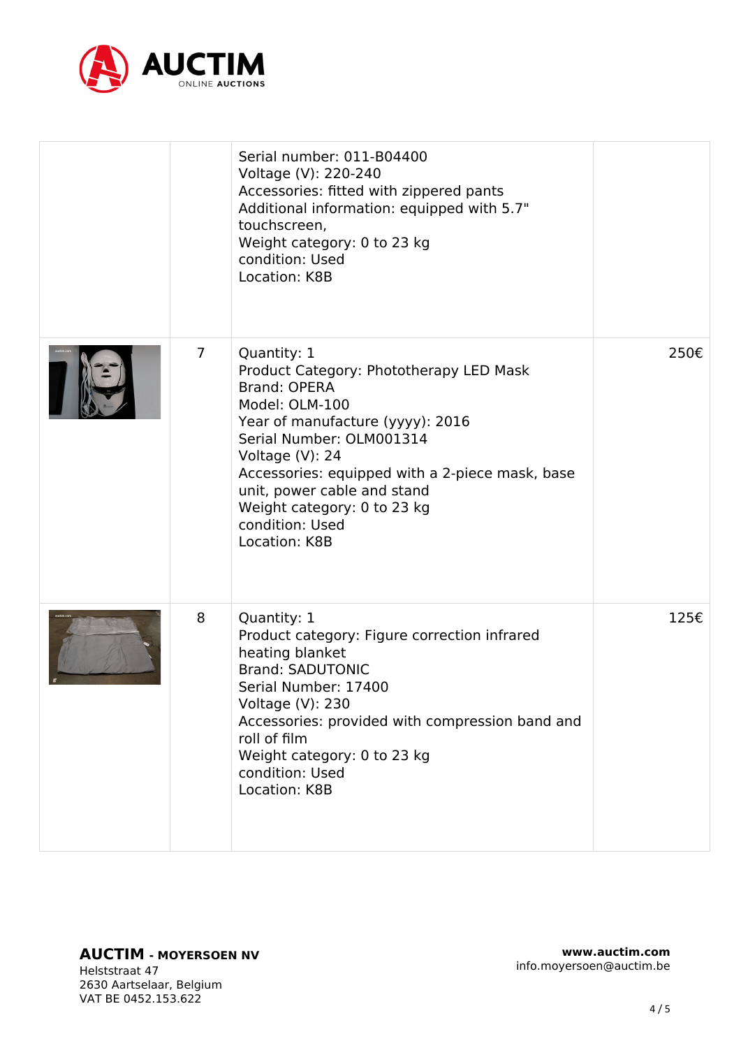|  |  |  |  |
|---|---|---|---|
|  |  | Serial number: 011-B04400<br>Voltage (V): 220-240<br>Accessories: fitted with zippered pants<br>Additional information: equipped with 5.7" touchscreen,<br>Weight category: 0 to 23 kg<br>condition: Used<br>Location: K8B |  |
|  | 7 | Quantity: 1<br>Product Category: Phototherapy LED Mask<br>Brand: OPERA<br>Model: OLM-100<br>Year of manufacture (yyyy): 2016<br>Serial Number: OLM001314<br>Voltage (V): 24<br>Accessories: equipped with a 2-piece mask, base unit, power cable and stand<br>Weight category: 0 to 23 kg<br>condition: Used<br>Location: K8B | 250€ |
|  | 8 | Quantity: 1<br>Product category: Figure correction infrared heating blanket<br>Brand: SADUTONIC<br>Serial Number: 17400<br>Voltage (V): 230<br>Accessories: provided with compression band and roll of film<br>Weight category: 0 to 23 kg<br>condition: Used<br>Location: K8B | 125€ |

**AUCTIM - MOYERSOEN NV**
Helststraat 47
2630 Aartselaar, Belgium
VAT BE 0452.153.622

**www.auctim.com**
info.moyersoen@auctim.be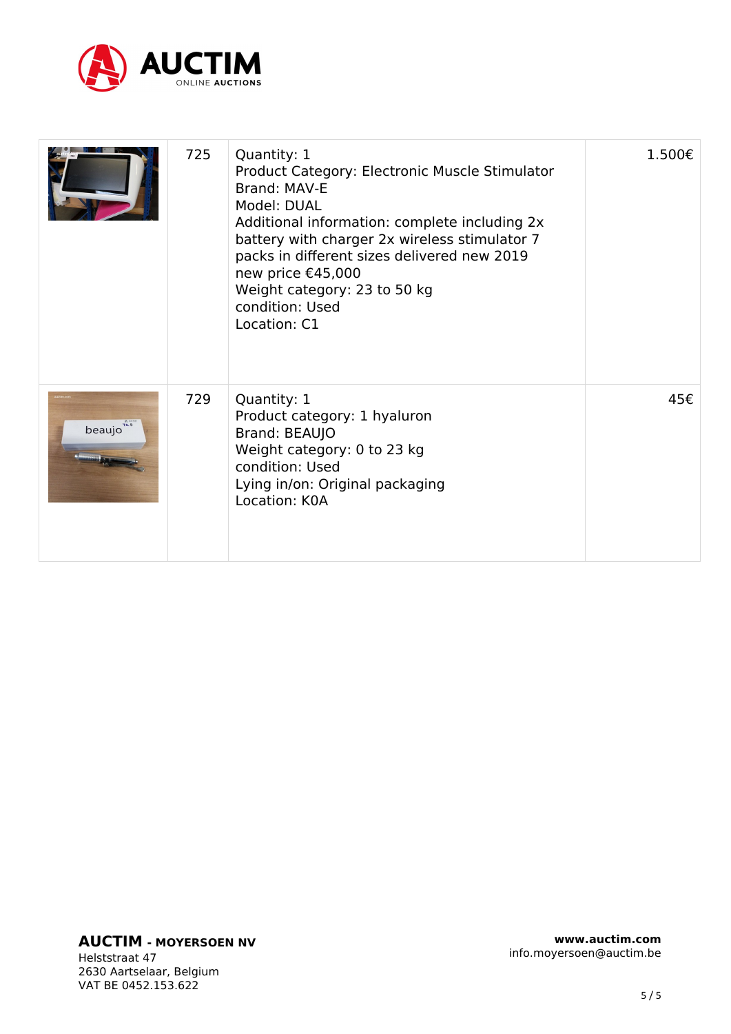| | | | |
|---|---|---|---|
| | 725 | Quantity: 1<br>Product Category: Electronic Muscle Stimulator<br>Brand: MAV-E<br>Model: DUAL<br>Additional information: complete including 2x battery with charger 2x wireless stimulator 7 packs in different sizes delivered new 2019 new price €45,000<br>Weight category: 23 to 50 kg<br>condition: Used<br>Location: C1 | 1.500€ |
| | 729 | Quantity: 1<br>Product category: 1 hyaluron<br>Brand: BEAUJO<br>Weight category: 0 to 23 kg<br>condition: Used<br>Lying in/on: Original packaging<br>Location: K0A | 45€ |

**AUCTIM - MOYERSOEN NV**
Helststraat 47
2630 Aartselaar, Belgium
VAT BE 0452.153.622

**www.auctim.com**
info.moyersoen@auctim.be